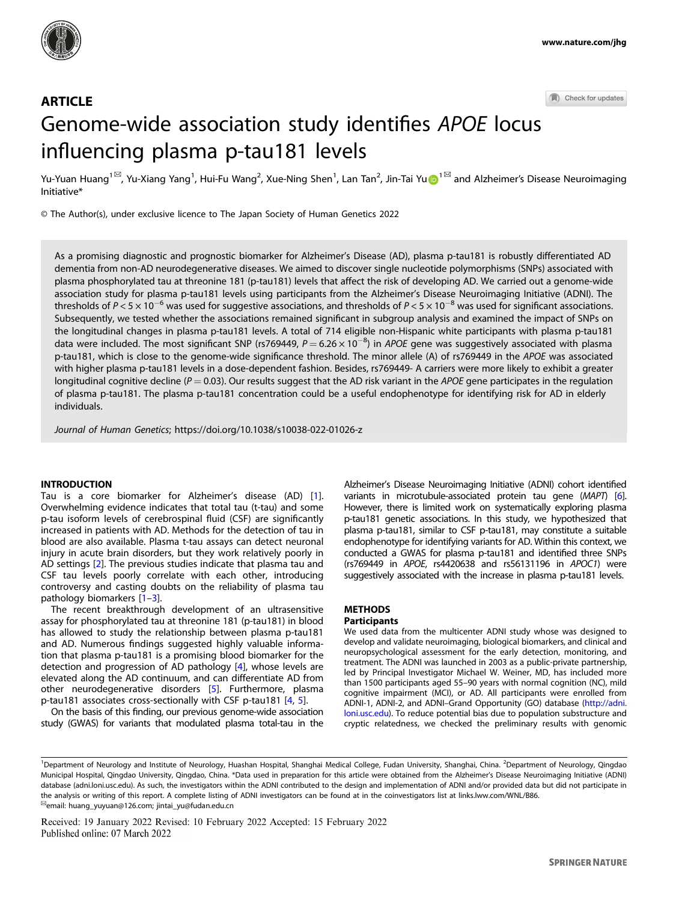ARTICLE

# Genome-wide association study identifies *APOE* locus influencing plasma p-tau181 levels

Yu-Yuan Huang[1✉], Yu-Xiang Yang[1], Hui-Fu Wang[2], Xue-Ning Shen[1], Lan Tan[2], Jin-Tai Yu[1✉] and Alzheimer's Disease Neuroimaging Initiative*

© The Author(s), under exclusive licence to The Japan Society of Human Genetics 2022

As a promising diagnostic and prognostic biomarker for Alzheimer's Disease (AD), plasma p-tau181 is robustly differentiated AD dementia from non-AD neurodegenerative diseases. We aimed to discover single nucleotide polymorphisms (SNPs) associated with plasma phosphorylated tau at threonine 181 (p-tau181) levels that affect the risk of developing AD. We carried out a genome-wide association study for plasma p-tau181 levels using participants from the Alzheimer's Disease Neuroimaging Initiative (ADNI). The thresholds of $P < 5 \times 10^{-6}$ was used for suggestive associations, and thresholds of $P < 5 \times 10^{-8}$ was used for significant associations. Subsequently, we tested whether the associations remained significant in subgroup analysis and examined the impact of SNPs on the longitudinal changes in plasma p-tau181 levels. A total of 714 eligible non-Hispanic white participants with plasma p-tau181 data were included. The most significant SNP (rs769449, $P = 6.26 \times 10^{-8}$) in *APOE* gene was suggestively associated with plasma p-tau181, which is close to the genome-wide significance threshold. The minor allele (A) of rs769449 in the *APOE* was associated with higher plasma p-tau181 levels in a dose-dependent fashion. Besides, rs769449- A carriers were more likely to exhibit a greater longitudinal cognitive decline ($P = 0.03$). Our results suggest that the AD risk variant in the *APOE* gene participates in the regulation of plasma p-tau181. The plasma p-tau181 concentration could be a useful endophenotype for identifying risk for AD in elderly individuals.

*Journal of Human Genetics*; https://doi.org/10.1038/s10038-022-01026-z

## INTRODUCTION

Tau is a core biomarker for Alzheimer's disease (AD) [1]. Overwhelming evidence indicates that total tau (t-tau) and some p-tau isoform levels of cerebrospinal fluid (CSF) are significantly increased in patients with AD. Methods for the detection of tau in blood are also available. Plasma t-tau assays can detect neuronal injury in acute brain disorders, but they work relatively poorly in AD settings [2]. The previous studies indicate that plasma tau and CSF tau levels poorly correlate with each other, introducing controversy and casting doubts on the reliability of plasma tau pathology biomarkers [1–3].

The recent breakthrough development of an ultrasensitive assay for phosphorylated tau at threonine 181 (p-tau181) in blood has allowed to study the relationship between plasma p-tau181 and AD. Numerous findings suggested highly valuable information that plasma p-tau181 is a promising blood biomarker for the detection and progression of AD pathology [4], whose levels are elevated along the AD continuum, and can differentiate AD from other neurodegenerative disorders [5]. Furthermore, plasma p-tau181 associates cross-sectionally with CSF p-tau181 [4, 5].

On the basis of this finding, our previous genome-wide association study (GWAS) for variants that modulated plasma total-tau in the Alzheimer's Disease Neuroimaging Initiative (ADNI) cohort identified variants in microtubule-associated protein tau gene (*MAPT*) [6]. However, there is limited work on systematically exploring plasma p-tau181 genetic associations. In this study, we hypothesized that plasma p-tau181, similar to CSF p-tau181, may constitute a suitable endophenotype for identifying variants for AD. Within this context, we conducted a GWAS for plasma p-tau181 and identified three SNPs (rs769449 in *APOE*, rs4420638 and rs56131196 in *APOC1*) were suggestively associated with the increase in plasma p-tau181 levels.

## METHODS

### Participants

We used data from the multicenter ADNI study whose was designed to develop and validate neuroimaging, biological biomarkers, and clinical and neuropsychological assessment for the early detection, monitoring, and treatment. The ADNI was launched in 2003 as a public-private partnership, led by Principal Investigator Michael W. Weiner, MD, has included more than 1500 participants aged 55–90 years with normal cognition (NC), mild cognitive impairment (MCI), or AD. All participants were enrolled from ADNI-1, ADNI-2, and ADNI–Grand Opportunity (GO) database (http://adni.loni.usc.edu). To reduce potential bias due to population substructure and cryptic relatedness, we checked the preliminary results with genomic

---

[1]Department of Neurology and Institute of Neurology, Huashan Hospital, Shanghai Medical College, Fudan University, Shanghai, China. [2]Department of Neurology, Qingdao Municipal Hospital, Qingdao University, Qingdao, China. *Data used in preparation for this article were obtained from the Alzheimer's Disease Neuroimaging Initiative (ADNI) database (adni.loni.usc.edu). As such, the investigators within the ADNI contributed to the design and implementation of ADNI and/or provided data but did not participate in the analysis or writing of this report. A complete listing of ADNI investigators can be found at in the coinvestigators list at links.lww.com/WNL/B86. ✉email: huang_yuyuan@126.com; jintai_yu@fudan.edu.cn

Received: 19 January 2022 Revised: 10 February 2022 Accepted: 15 February 2022
Published online: 07 March 2022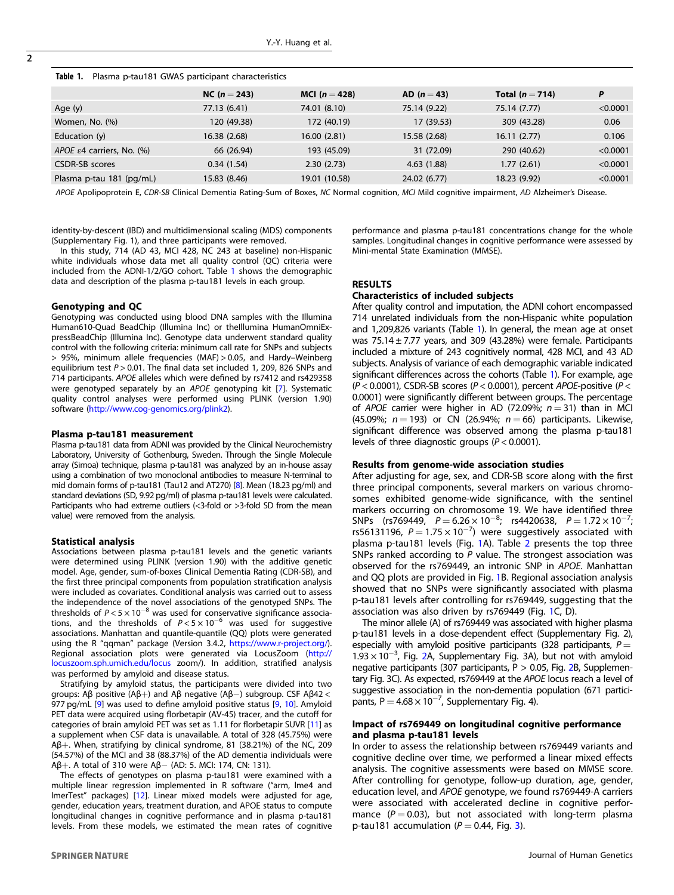**Table 1.** Plasma p-tau181 GWAS participant characteristics

| | NC ($n = 243$) | MCI ($n = 428$) | AD ($n = 43$) | Total ($n = 714$) | P |
|---|---|---|---|---|---|
| Age (y) | 77.13 (6.41) | 74.01 (8.10) | 75.14 (9.22) | 75.14 (7.77) | <0.0001 |
| Women, No. (%) | 120 (49.38) | 172 (40.19) | 17 (39.53) | 309 (43.28) | 0.06 |
| Education (y) | 16.38 (2.68) | 16.00 (2.81) | 15.58 (2.68) | 16.11 (2.77) | 0.106 |
| *APOE* ε4 carriers, No. (%) | 66 (26.94) | 193 (45.09) | 31 (72.09) | 290 (40.62) | <0.0001 |
| CSDR-SB scores | 0.34 (1.54) | 2.30 (2.73) | 4.63 (1.88) | 1.77 (2.61) | <0.0001 |
| Plasma p-tau 181 (pg/mL) | 15.83 (8.46) | 19.01 (10.58) | 24.02 (6.77) | 18.23 (9.92) | <0.0001 |

*APOE* Apolipoprotein E, *CDR-SB* Clinical Dementia Rating-Sum of Boxes, *NC* Normal cognition, *MCI* Mild cognitive impairment, *AD* Alzheimer's Disease.

identity-by-descent (IBD) and multidimensional scaling (MDS) components (Supplementary Fig. 1), and three participants were removed.

In this study, 714 (AD 43, MCI 428, NC 243 at baseline) non-Hispanic white individuals whose data met all quality control (QC) criteria were included from the ADNI-1/2/GO cohort. Table 1 shows the demographic data and description of the plasma p-tau181 levels in each group.

### Genotyping and QC

Genotyping was conducted using blood DNA samples with the Illumina Human610-Quad BeadChip (Illumina Inc) or theIllumina HumanOmniExpressBeadChip (Illumina Inc). Genotype data underwent standard quality control with the following criteria: minimum call rate for SNPs and subjects > 95%, minimum allele frequencies (MAF) > 0.05, and Hardy–Weinberg equilibrium test $P > 0.01$. The final data set included 1, 209, 826 SNPs and 714 participants. *APOE* alleles which were defined by rs7412 and rs429358 were genotyped separately by an *APOE* genotyping kit [7]. Systematic quality control analyses were performed using PLINK (version 1.90) software (http://www.cog-genomics.org/plink2).

### Plasma p-tau181 measurement

Plasma p-tau181 data from ADNI was provided by the Clinical Neurochemistry Laboratory, University of Gothenburg, Sweden. Through the Single Molecule array (Simoa) technique, plasma p-tau181 was analyzed by an in-house assay using a combination of two monoclonal antibodies to measure N-terminal to mid domain forms of p-tau181 (Tau12 and AT270) [8]. Mean (18.23 pg/ml) and standard deviations (SD, 9.92 pg/ml) of plasma p-tau181 levels were calculated. Participants who had extreme outliers (<3-fold or >3-fold SD from the mean value) were removed from the analysis.

### Statistical analysis

Associations between plasma p-tau181 levels and the genetic variants were determined using PLINK (version 1.90) with the additive genetic model. Age, gender, sum-of-boxes Clinical Dementia Rating (CDR-SB), and the first three principal components from population stratification analysis were included as covariates. Conditional analysis was carried out to assess the independence of the novel associations of the genotyped SNPs. The thresholds of $P < 5 \times 10^{-8}$ was used for conservative significance associations, and the thresholds of $P < 5 \times 10^{-6}$ was used for suggestive associations. Manhattan and quantile-quantile (QQ) plots were generated using the R "qqman" package (Version 3.4.2, https://www.r-project.org/). Regional association plots were generated using LocusZoom (http://locuszoom.sph.umich.edu/locus zoom/). In addition, stratified analysis was performed by amyloid and disease status.

Stratifying by amyloid status, the participants were divided into two groups: Aβ positive (Aβ+) and Aβ negative (Aβ−) subgroup. CSF Aβ42 < 977 pg/mL [9] was used to define amyloid positive status [9, 10]. Amyloid PET data were acquired using florbetapir (AV-45) tracer, and the cutoff for categories of brain amyloid PET was set as 1.11 for florbetapir SUVR [11] as a supplement when CSF data is unavailable. A total of 328 (45.75%) were Aβ+. When, stratifying by clinical syndrome, 81 (38.21%) of the NC, 209 (54.57%) of the MCI and 38 (88.37%) of the AD dementia individuals were Aβ+. A total of 310 were Aβ− (AD: 5. MCI: 174, CN: 131).

The effects of genotypes on plasma p-tau181 were examined with a multiple linear regression implemented in R software ("arm, lme4 and lmerTest" packages) [12]. Linear mixed models were adjusted for age, gender, education years, treatment duration, and APOE status to compute longitudinal changes in cognitive performance and in plasma p-tau181 levels. From these models, we estimated the mean rates of cognitive performance and plasma p-tau181 concentrations change for the whole samples. Longitudinal changes in cognitive performance were assessed by Mini-mental State Examination (MMSE).

## RESULTS

### Characteristics of included subjects

After quality control and imputation, the ADNI cohort encompassed 714 unrelated individuals from the non-Hispanic white population and 1,209,826 variants (Table 1). In general, the mean age at onset was 75.14 ± 7.77 years, and 309 (43.28%) were female. Participants included a mixture of 243 cognitively normal, 428 MCI, and 43 AD subjects. Analysis of variance of each demographic variable indicated significant differences across the cohorts (Table 1). For example, age ($P < 0.0001$), CSDR-SB scores ($P < 0.0001$), percent *APOE*-positive ($P < 0.0001$) were significantly different between groups. The percentage of *APOE* carrier were higher in AD (72.09%; $n = 31$) than in MCI (45.09%; $n = 193$) or CN (26.94%; $n = 66$) participants. Likewise, significant difference was observed among the plasma p-tau181 levels of three diagnostic groups ($P < 0.0001$).

### Results from genome-wide association studies

After adjusting for age, sex, and CDR-SB score along with the first three principal components, several markers on various chromosomes exhibited genome-wide significance, with the sentinel markers occurring on chromosome 19. We have identified three SNPs (rs769449, $P = 6.26 \times 10^{-8}$; rs4420638, $P = 1.72 \times 10^{-7}$; rs56131196, $P = 1.75 \times 10^{-7}$) were suggestively associated with plasma p-tau181 levels (Fig. 1A). Table 2 presents the top three SNPs ranked according to P value. The strongest association was observed for the rs769449, an intronic SNP in *APOE*. Manhattan and QQ plots are provided in Fig. 1B. Regional association analysis showed that no SNPs were significantly associated with plasma p-tau181 levels after controlling for rs769449, suggesting that the association was also driven by rs769449 (Fig. 1C, D).

The minor allele (A) of rs769449 was associated with higher plasma p-tau181 levels in a dose-dependent effect (Supplementary Fig. 2), especially with amyloid positive participants (328 participants, $P = 1.93 \times 10^{-3}$, Fig. 2A, Supplementary Fig. 3A), but not with amyloid negative participants (307 participants, $P > 0.05$, Fig. 2B, Supplementary Fig. 3C). As expected, rs769449 at the *APOE* locus reach a level of suggestive association in the non-dementia population (671 participants, $P = 4.68 \times 10^{-7}$, Supplementary Fig. 4).

### Impact of rs769449 on longitudinal cognitive performance and plasma p-tau181 levels

In order to assess the relationship between rs769449 variants and cognitive decline over time, we performed a linear mixed effects analysis. The cognitive assessments were based on MMSE score. After controlling for genotype, follow-up duration, age, gender, education level, and *APOE* genotype, we found rs769449-A carriers were associated with accelerated decline in cognitive performance ($P = 0.03$), but not associated with long-term plasma p-tau181 accumulation ($P = 0.44$, Fig. 3).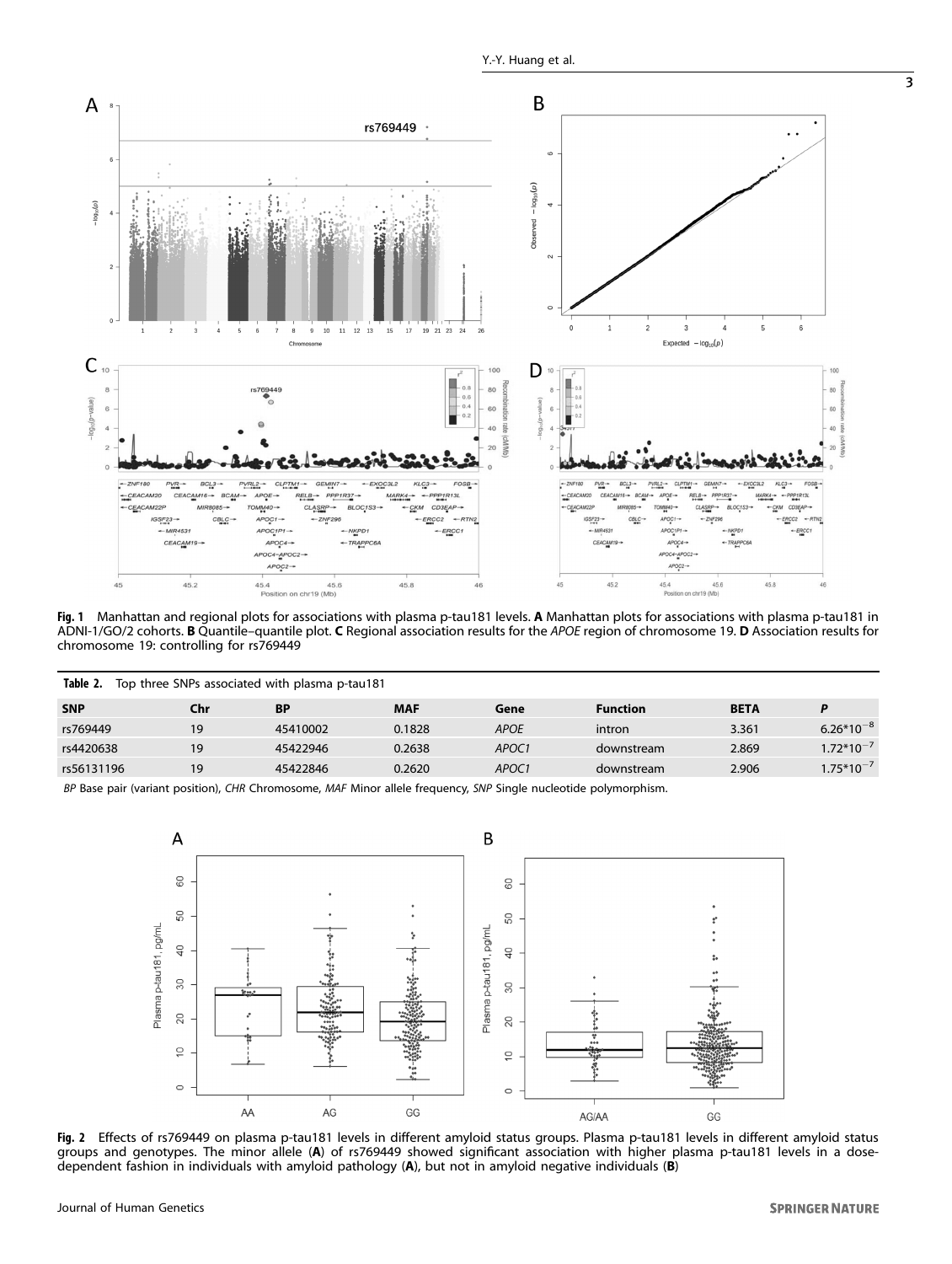Fig. 1 Manhattan and regional plots for associations with plasma p-tau181 levels. **A** Manhattan plots for associations with plasma p-tau181 in ADNI-1/GO/2 cohorts. **B** Quantile–quantile plot. **C** Regional association results for the *APOE* region of chromosome 19. **D** Association results for chromosome 19: controlling for rs769449

**Table 2.** Top three SNPs associated with plasma p-tau181

| SNP | Chr | BP | MAF | Gene | Function | BETA | P |
|---|---|---|---|---|---|---|---|
| rs769449 | 19 | 45410002 | 0.1828 | *APOE* | intron | 3.361 | $6.26*10^{-8}$ |
| rs4420638 | 19 | 45422946 | 0.2638 | *APOC1* | downstream | 2.869 | $1.72*10^{-7}$ |
| rs56131196 | 19 | 45422846 | 0.2620 | *APOC1* | downstream | 2.906 | $1.75*10^{-7}$ |

*BP* Base pair (variant position), *CHR* Chromosome, *MAF* Minor allele frequency, *SNP* Single nucleotide polymorphism.

Fig. 2 Effects of rs769449 on plasma p-tau181 levels in different amyloid status groups. Plasma p-tau181 levels in different amyloid status groups and genotypes. The minor allele (**A**) of rs769449 showed significant association with higher plasma p-tau181 levels in a dose-dependent fashion in individuals with amyloid pathology (**A**), but not in amyloid negative individuals (**B**)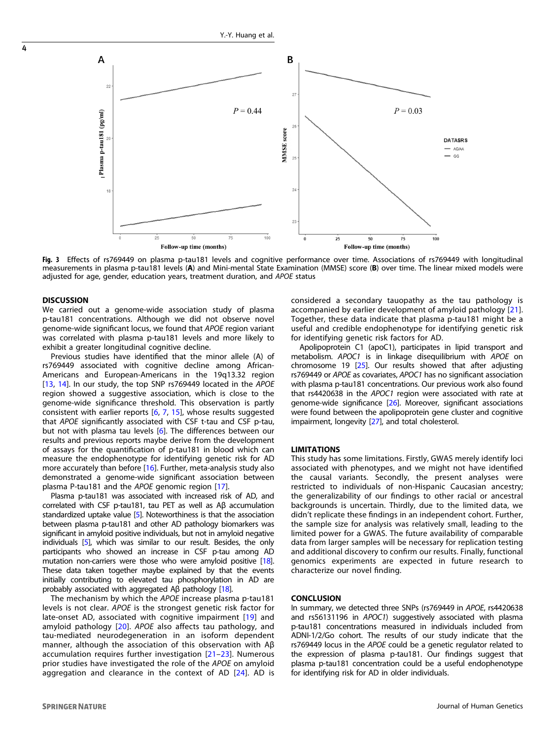**Fig. 3** Effects of rs769449 on plasma p-tau181 levels and cognitive performance over time. Associations of rs769449 with longitudinal measurements in plasma p-tau181 levels (**A**) and Mini-mental State Examination (MMSE) score (**B**) over time. The linear mixed models were adjusted for age, gender, education years, treatment duration, and *APOE* status

## DISCUSSION

We carried out a genome-wide association study of plasma p-tau181 concentrations. Although we did not observe novel genome-wide significant locus, we found that *APOE* region variant was correlated with plasma p-tau181 levels and more likely to exhibit a greater longitudinal cognitive decline.

Previous studies have identified that the minor allele (A) of rs769449 associated with cognitive decline among African-Americans and European-Americans in the 19q13.32 region [13, 14]. In our study, the top SNP rs769449 located in the *APOE* region showed a suggestive association, which is close to the genome-wide significance threshold. This observation is partly consistent with earlier reports [6, 7, 15], whose results suggested that *APOE* significantly associated with CSF t-tau and CSF p-tau, but not with plasma tau levels [6]. The differences between our results and previous reports maybe derive from the development of assays for the quantification of p-tau181 in blood which can measure the endophenotype for identifying genetic risk for AD more accurately than before [16]. Further, meta-analysis study also demonstrated a genome-wide significant association between plasma P-tau181 and the *APOE* genomic region [17].

Plasma p-tau181 was associated with increased risk of AD, and correlated with CSF p-tau181, tau PET as well as Aβ accumulation standardized uptake value [5]. Noteworthiness is that the association between plasma p-tau181 and other AD pathology biomarkers was significant in amyloid positive individuals, but not in amyloid negative individuals [5], which was similar to our result. Besides, the only participants who showed an increase in CSF p-tau among AD mutation non-carriers were those who were amyloid positive [18]. These data taken together maybe explained by that the events initially contributing to elevated tau phosphorylation in AD are probably associated with aggregated Aβ pathology [18].

The mechanism by which the *APOE* increase plasma p-tau181 levels is not clear. *APOE* is the strongest genetic risk factor for late-onset AD, associated with cognitive impairment [19] and amyloid pathology [20]. *APOE* also affects tau pathology, and tau-mediated neurodegeneration in an isoform dependent manner, although the association of this observation with Aβ accumulation requires further investigation [21–23]. Numerous prior studies have investigated the role of the *APOE* on amyloid aggregation and clearance in the context of AD [24]. AD is considered a secondary tauopathy as the tau pathology is accompanied by earlier development of amyloid pathology [21]. Together, these data indicate that plasma p-tau181 might be a useful and credible endophenotype for identifying genetic risk for identifying genetic risk factors for AD.

Apolipoprotein C1 (apoC1), participates in lipid transport and metabolism. *APOC1* is in linkage disequilibrium with *APOE* on chromosome 19 [25]. Our results showed that after adjusting rs769449 or *APOE* as covariates, *APOC1* has no significant association with plasma p-tau181 concentrations. Our previous work also found that rs4420638 in the *APOC1* region were associated with rate at genome-wide significance [26]. Moreover, significant associations were found between the apolipoprotein gene cluster and cognitive impairment, longevity [27], and total cholesterol.

## LIMITATIONS

This study has some limitations. Firstly, GWAS merely identify loci associated with phenotypes, and we might not have identified the causal variants. Secondly, the present analyses were restricted to individuals of non-Hispanic Caucasian ancestry; the generalizability of our findings to other racial or ancestral backgrounds is uncertain. Thirdly, due to the limited data, we didn't replicate these findings in an independent cohort. Further, the sample size for analysis was relatively small, leading to the limited power for a GWAS. The future availability of comparable data from larger samples will be necessary for replication testing and additional discovery to confirm our results. Finally, functional genomics experiments are expected in future research to characterize our novel finding.

## CONCLUSION

In summary, we detected three SNPs (rs769449 in *APOE*, rs4420638 and rs56131196 in *APOC1*) suggestively associated with plasma p-tau181 concentrations measured in individuals included from ADNI-1/2/Go cohort. The results of our study indicate that the rs769449 locus in the *APOE* could be a genetic regulator related to the expression of plasma p-tau181. Our findings suggest that plasma p-tau181 concentration could be a useful endophenotype for identifying risk for AD in older individuals.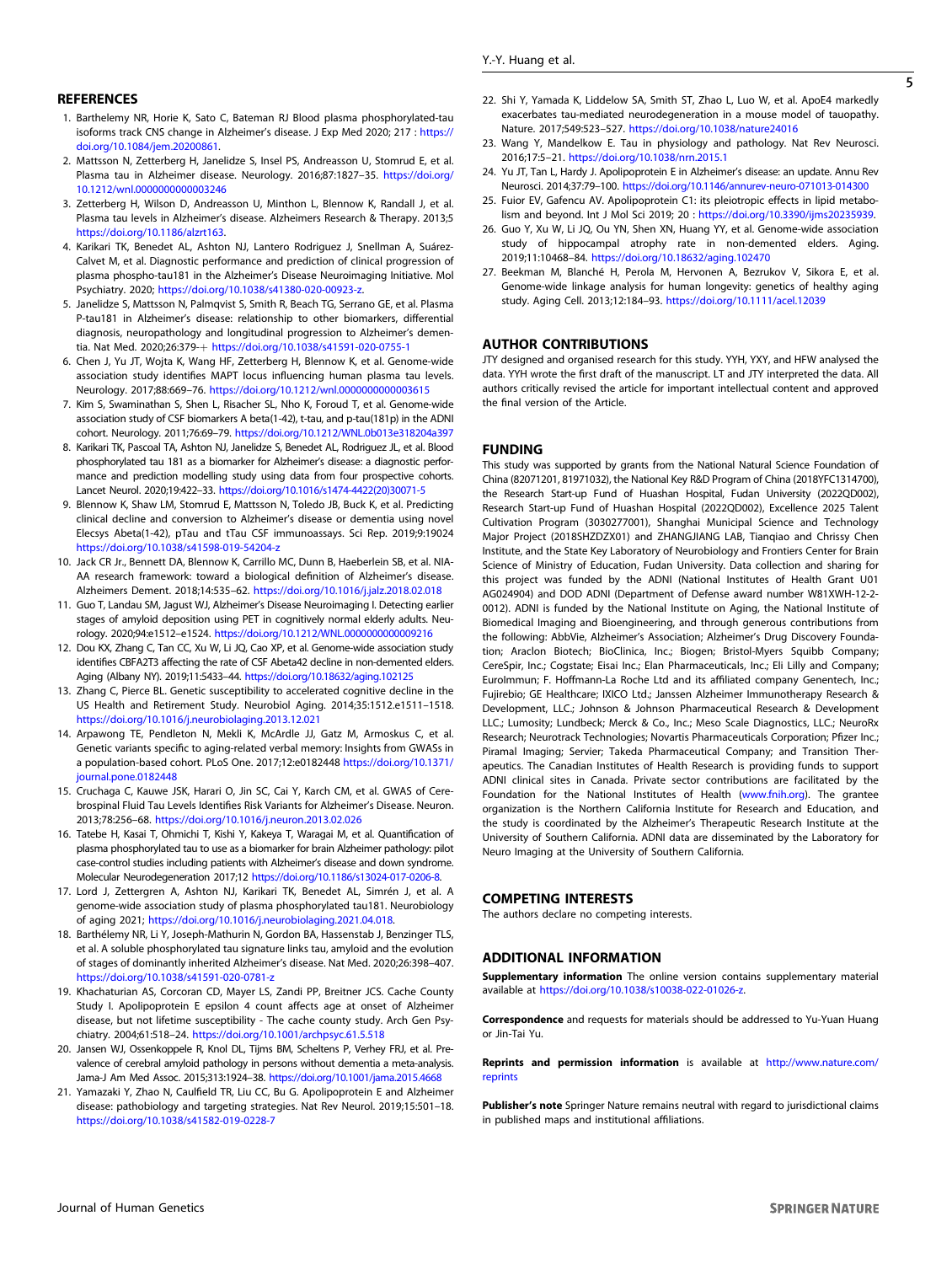## REFERENCES

1. Barthelemy NR, Horie K, Sato C, Bateman RJ Blood plasma phosphorylated-tau isoforms track CNS change in Alzheimer's disease. J Exp Med 2020; 217 : https://doi.org/10.1084/jem.20200861.
2. Mattsson N, Zetterberg H, Janelidze S, Insel PS, Andreasson U, Stomrud E, et al. Plasma tau in Alzheimer disease. Neurology. 2016;87:1827–35. https://doi.org/10.1212/wnl.0000000000003246
3. Zetterberg H, Wilson D, Andreasson U, Minthon L, Blennow K, Randall J, et al. Plasma tau levels in Alzheimer's disease. Alzheimers Research & Therapy. 2013;5 https://doi.org/10.1186/alzrt163.
4. Karikari TK, Benedet AL, Ashton NJ, Lantero Rodriguez J, Snellman A, Suárez-Calvet M, et al. Diagnostic performance and prediction of clinical progression of plasma phospho-tau181 in the Alzheimer's Disease Neuroimaging Initiative. Mol Psychiatry. 2020; https://doi.org/10.1038/s41380-020-00923-z.
5. Janelidze S, Mattsson N, Palmqvist S, Smith R, Beach TG, Serrano GE, et al. Plasma P-tau181 in Alzheimer's disease: relationship to other biomarkers, differential diagnosis, neuropathology and longitudinal progression to Alzheimer's dementia. Nat Med. 2020;26:379-+ https://doi.org/10.1038/s41591-020-0755-1
6. Chen J, Yu JT, Wojta K, Wang HF, Zetterberg H, Blennow K, et al. Genome-wide association study identifies MAPT locus influencing human plasma tau levels. Neurology. 2017;88:669–76. https://doi.org/10.1212/wnl.0000000000003615
7. Kim S, Swaminathan S, Shen L, Risacher SL, Nho K, Foroud T, et al. Genome-wide association study of CSF biomarkers A beta(1-42), t-tau, and p-tau(181p) in the ADNI cohort. Neurology. 2011;76:69–79. https://doi.org/10.1212/WNL.0b013e318204a397
8. Karikari TK, Pascoal TA, Ashton NJ, Janelidze S, Benedet AL, Rodriguez JL, et al. Blood phosphorylated tau 181 as a biomarker for Alzheimer's disease: a diagnostic performance and prediction modelling study using data from four prospective cohorts. Lancet Neurol. 2020;19:422–33. https://doi.org/10.1016/s1474-4422(20)30071-5
9. Blennow K, Shaw LM, Stomrud E, Mattsson N, Toledo JB, Buck K, et al. Predicting clinical decline and conversion to Alzheimer's disease or dementia using novel Elecsys Abeta(1-42), pTau and tTau CSF immunoassays. Sci Rep. 2019;9:19024 https://doi.org/10.1038/s41598-019-54204-z
10. Jack CR Jr., Bennett DA, Blennow K, Carrillo MC, Dunn B, Haeberlein SB, et al. NIA-AA research framework: toward a biological definition of Alzheimer's disease. Alzheimers Dement. 2018;14:535–62. https://doi.org/10.1016/j.jalz.2018.02.018
11. Guo T, Landau SM, Jagust WJ, Alzheimer's Disease Neuroimaging I. Detecting earlier stages of amyloid deposition using PET in cognitively normal elderly adults. Neurology. 2020;94:e1512–e1524. https://doi.org/10.1212/WNL.0000000000009216
12. Dou KX, Zhang C, Tan CC, Xu W, Li JQ, Cao XP, et al. Genome-wide association study identifies CBFA2T3 affecting the rate of CSF Abeta42 decline in non-demented elders. Aging (Albany NY). 2019;11:5433–44. https://doi.org/10.18632/aging.102125
13. Zhang C, Pierce BL. Genetic susceptibility to accelerated cognitive decline in the US Health and Retirement Study. Neurobiol Aging. 2014;35:1512.e1511–1518. https://doi.org/10.1016/j.neurobiolaging.2013.12.021
14. Arpawong TE, Pendleton N, Mekli K, McArdle JJ, Gatz M, Armoskus C, et al. Genetic variants specific to aging-related verbal memory: Insights from GWASs in a population-based cohort. PLoS One. 2017;12:e0182448 https://doi.org/10.1371/journal.pone.0182448
15. Cruchaga C, Kauwe JSK, Harari O, Jin SC, Cai Y, Karch CM, et al. GWAS of Cerebrospinal Fluid Tau Levels Identifies Risk Variants for Alzheimer's Disease. Neuron. 2013;78:256–68. https://doi.org/10.1016/j.neuron.2013.02.026
16. Tatebe H, Kasai T, Ohmichi T, Kishi Y, Kakeya T, Waragai M, et al. Quantification of plasma phosphorylated tau to use as a biomarker for brain Alzheimer pathology: pilot case-control studies including patients with Alzheimer's disease and down syndrome. Molecular Neurodegeneration 2017;12 https://doi.org/10.1186/s13024-017-0206-8.
17. Lord J, Zettergren A, Ashton NJ, Karikari TK, Benedet AL, Simrén J, et al. A genome-wide association study of plasma phosphorylated tau181. Neurobiology of aging 2021; https://doi.org/10.1016/j.neurobiolaging.2021.04.018.
18. Barthélemy NR, Li Y, Joseph-Mathurin N, Gordon BA, Hassenstab J, Benzinger TLS, et al. A soluble phosphorylated tau signature links tau, amyloid and the evolution of stages of dominantly inherited Alzheimer's disease. Nat Med. 2020;26:398–407. https://doi.org/10.1038/s41591-020-0781-z
19. Khachaturian AS, Corcoran CD, Mayer LS, Zandi PP, Breitner JCS. Cache County Study I. Apolipoprotein E epsilon 4 count affects age at onset of Alzheimer disease, but not lifetime susceptibility - The cache county study. Arch Gen Psychiatry. 2004;61:518–24. https://doi.org/10.1001/archpsyc.61.5.518
20. Jansen WJ, Ossenkoppele R, Knol DL, Tijms BM, Scheltens P, Verhey FRJ, et al. Prevalence of cerebral amyloid pathology in persons without dementia a meta-analysis. Jama-J Am Med Assoc. 2015;313:1924–38. https://doi.org/10.1001/jama.2015.4668
21. Yamazaki Y, Zhao N, Caulfield TR, Liu CC, Bu G. Apolipoprotein E and Alzheimer disease: pathobiology and targeting strategies. Nat Rev Neurol. 2019;15:501–18. https://doi.org/10.1038/s41582-019-0228-7
22. Shi Y, Yamada K, Liddelow SA, Smith ST, Zhao L, Luo W, et al. ApoE4 markedly exacerbates tau-mediated neurodegeneration in a mouse model of tauopathy. Nature. 2017;549:523–527. https://doi.org/10.1038/nature24016
23. Wang Y, Mandelkow E. Tau in physiology and pathology. Nat Rev Neurosci. 2016;17:5–21. https://doi.org/10.1038/nrn.2015.1
24. Yu JT, Tan L, Hardy J. Apolipoprotein E in Alzheimer's disease: an update. Annu Rev Neurosci. 2014;37:79–100. https://doi.org/10.1146/annurev-neuro-071013-014300
25. Fuior EV, Gafencu AV. Apolipoprotein C1: its pleiotropic effects in lipid metabolism and beyond. Int J Mol Sci 2019; 20 : https://doi.org/10.3390/ijms20235939.
26. Guo Y, Xu W, Li JQ, Ou YN, Shen XN, Huang YY, et al. Genome-wide association study of hippocampal atrophy rate in non-demented elders. Aging. 2019;11:10468–84. https://doi.org/10.18632/aging.102470
27. Beekman M, Blanché H, Perola M, Hervonen A, Bezrukov V, Sikora E, et al. Genome-wide linkage analysis for human longevity: genetics of healthy aging study. Aging Cell. 2013;12:184–93. https://doi.org/10.1111/acel.12039

## AUTHOR CONTRIBUTIONS

JTY designed and organised research for this study. YYH, YXY, and HFW analysed the data. YYH wrote the first draft of the manuscript. LT and JTY interpreted the data. All authors critically revised the article for important intellectual content and approved the final version of the Article.

## FUNDING

This study was supported by grants from the National Natural Science Foundation of China (82071201, 81971032), the National Key R&D Program of China (2018YFC1314700), the Research Start-up Fund of Huashan Hospital, Fudan University (2022QD002), Research Start-up Fund of Huashan Hospital (2022QD002), Excellence 2025 Talent Cultivation Program (3030277001), Shanghai Municipal Science and Technology Major Project (2018SHZDZX01) and ZHANGJIANG LAB, Tianqiao and Chrissy Chen Institute, and the State Key Laboratory of Neurobiology and Frontiers Center for Brain Science of Ministry of Education, Fudan University. Data collection and sharing for this project was funded by the ADNI (National Institutes of Health Grant U01 AG024904) and DOD ADNI (Department of Defense award number W81XWH-12-2-0012). ADNI is funded by the National Institute on Aging, the National Institute of Biomedical Imaging and Bioengineering, and through generous contributions from the following: AbbVie, Alzheimer's Association; Alzheimer's Drug Discovery Foundation; Araclon Biotech; BioClinica, Inc.; Biogen; Bristol-Myers Squibb Company; CereSpir, Inc.; Cogstate; Eisai Inc.; Elan Pharmaceuticals, Inc.; Eli Lilly and Company; EuroImmun; F. Hoffmann-La Roche Ltd and its affiliated company Genentech, Inc.; Fujirebio; GE Healthcare; IXICO Ltd.; Janssen Alzheimer Immunotherapy Research & Development, LLC.; Johnson & Johnson Pharmaceutical Research & Development LLC.; Lumosity; Lundbeck; Merck & Co., Inc.; Meso Scale Diagnostics, LLC.; NeuroRx Research; Neurotrack Technologies; Novartis Pharmaceuticals Corporation; Pfizer Inc.; Piramal Imaging; Servier; Takeda Pharmaceutical Company; and Transition Therapeutics. The Canadian Institutes of Health Research is providing funds to support ADNI clinical sites in Canada. Private sector contributions are facilitated by the Foundation for the National Institutes of Health (www.fnih.org). The grantee organization is the Northern California Institute for Research and Education, and the study is coordinated by the Alzheimer's Therapeutic Research Institute at the University of Southern California. ADNI data are disseminated by the Laboratory for Neuro Imaging at the University of Southern California.

## COMPETING INTERESTS

The authors declare no competing interests.

## ADDITIONAL INFORMATION

**Supplementary information** The online version contains supplementary material available at https://doi.org/10.1038/s10038-022-01026-z.

**Correspondence** and requests for materials should be addressed to Yu-Yuan Huang or Jin-Tai Yu.

**Reprints and permission information** is available at http://www.nature.com/reprints

**Publisher's note** Springer Nature remains neutral with regard to jurisdictional claims in published maps and institutional affiliations.